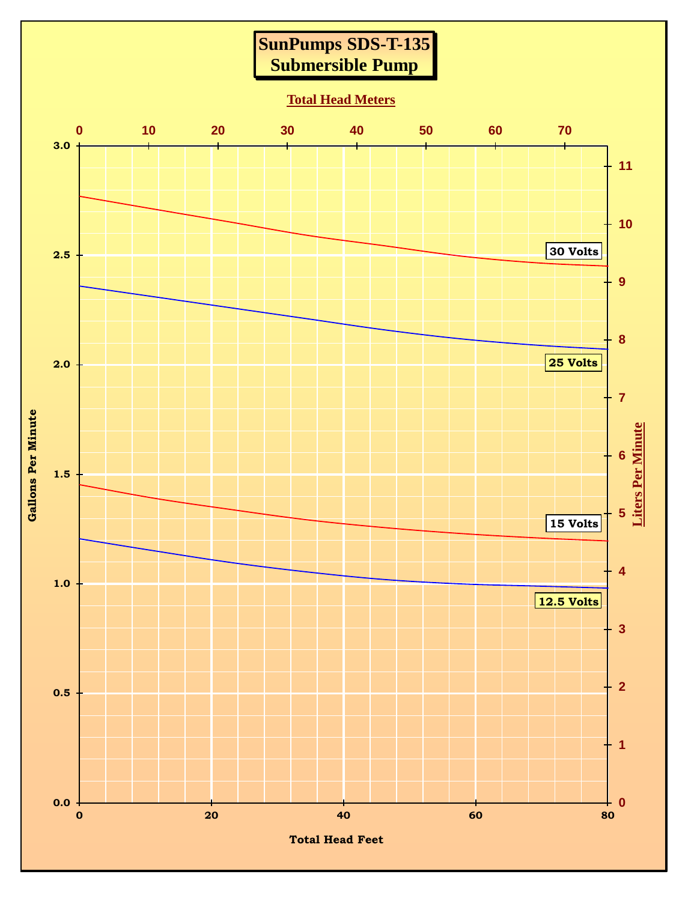# SunPumps SDS-T-135
# Submersible Pump

Total Head Meters

Gallons Per Minute

Liters Per Minute

Total Head Feet

30 Volts

25 Volts

15 Volts

12.5 Volts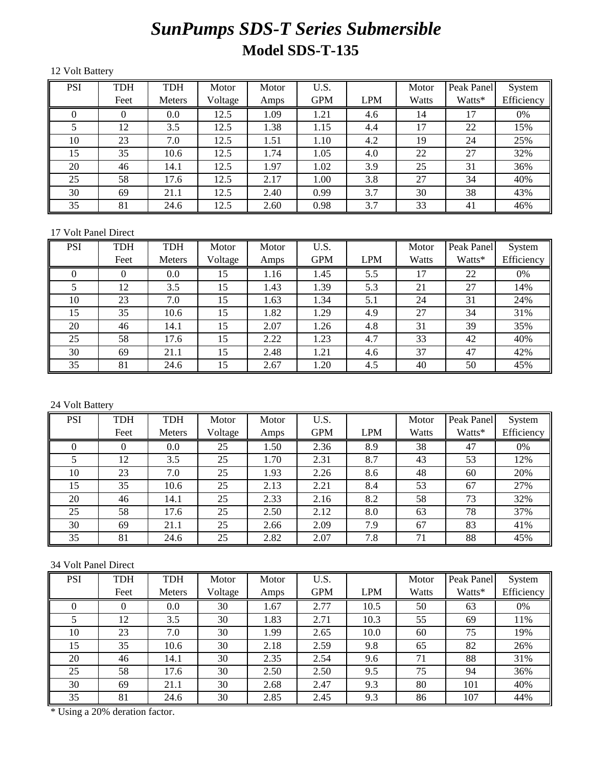# *SunPumps SDS-T Series Submersible*

## Model SDS-T-135

12 Volt Battery

| PSI | TDH Feet | TDH Meters | Motor Voltage | Motor Amps | U.S. GPM | LPM | Motor Watts | Peak Panel Watts* | System Efficiency |
|---|---|---|---|---|---|---|---|---|---|
| 0 | 0 | 0.0 | 12.5 | 1.09 | 1.21 | 4.6 | 14 | 17 | 0% |
| 5 | 12 | 3.5 | 12.5 | 1.38 | 1.15 | 4.4 | 17 | 22 | 15% |
| 10 | 23 | 7.0 | 12.5 | 1.51 | 1.10 | 4.2 | 19 | 24 | 25% |
| 15 | 35 | 10.6 | 12.5 | 1.74 | 1.05 | 4.0 | 22 | 27 | 32% |
| 20 | 46 | 14.1 | 12.5 | 1.97 | 1.02 | 3.9 | 25 | 31 | 36% |
| 25 | 58 | 17.6 | 12.5 | 2.17 | 1.00 | 3.8 | 27 | 34 | 40% |
| 30 | 69 | 21.1 | 12.5 | 2.40 | 0.99 | 3.7 | 30 | 38 | 43% |
| 35 | 81 | 24.6 | 12.5 | 2.60 | 0.98 | 3.7 | 33 | 41 | 46% |

17 Volt Panel Direct

| PSI | TDH Feet | TDH Meters | Motor Voltage | Motor Amps | U.S. GPM | LPM | Motor Watts | Peak Panel Watts* | System Efficiency |
|---|---|---|---|---|---|---|---|---|---|
| 0 | 0 | 0.0 | 15 | 1.16 | 1.45 | 5.5 | 17 | 22 | 0% |
| 5 | 12 | 3.5 | 15 | 1.43 | 1.39 | 5.3 | 21 | 27 | 14% |
| 10 | 23 | 7.0 | 15 | 1.63 | 1.34 | 5.1 | 24 | 31 | 24% |
| 15 | 35 | 10.6 | 15 | 1.82 | 1.29 | 4.9 | 27 | 34 | 31% |
| 20 | 46 | 14.1 | 15 | 2.07 | 1.26 | 4.8 | 31 | 39 | 35% |
| 25 | 58 | 17.6 | 15 | 2.22 | 1.23 | 4.7 | 33 | 42 | 40% |
| 30 | 69 | 21.1 | 15 | 2.48 | 1.21 | 4.6 | 37 | 47 | 42% |
| 35 | 81 | 24.6 | 15 | 2.67 | 1.20 | 4.5 | 40 | 50 | 45% |

24 Volt Battery

| PSI | TDH Feet | TDH Meters | Motor Voltage | Motor Amps | U.S. GPM | LPM | Motor Watts | Peak Panel Watts* | System Efficiency |
|---|---|---|---|---|---|---|---|---|---|
| 0 | 0 | 0.0 | 25 | 1.50 | 2.36 | 8.9 | 38 | 47 | 0% |
| 5 | 12 | 3.5 | 25 | 1.70 | 2.31 | 8.7 | 43 | 53 | 12% |
| 10 | 23 | 7.0 | 25 | 1.93 | 2.26 | 8.6 | 48 | 60 | 20% |
| 15 | 35 | 10.6 | 25 | 2.13 | 2.21 | 8.4 | 53 | 67 | 27% |
| 20 | 46 | 14.1 | 25 | 2.33 | 2.16 | 8.2 | 58 | 73 | 32% |
| 25 | 58 | 17.6 | 25 | 2.50 | 2.12 | 8.0 | 63 | 78 | 37% |
| 30 | 69 | 21.1 | 25 | 2.66 | 2.09 | 7.9 | 67 | 83 | 41% |
| 35 | 81 | 24.6 | 25 | 2.82 | 2.07 | 7.8 | 71 | 88 | 45% |

34 Volt Panel Direct

| PSI | TDH Feet | TDH Meters | Motor Voltage | Motor Amps | U.S. GPM | LPM | Motor Watts | Peak Panel Watts* | System Efficiency |
|---|---|---|---|---|---|---|---|---|---|
| 0 | 0 | 0.0 | 30 | 1.67 | 2.77 | 10.5 | 50 | 63 | 0% |
| 5 | 12 | 3.5 | 30 | 1.83 | 2.71 | 10.3 | 55 | 69 | 11% |
| 10 | 23 | 7.0 | 30 | 1.99 | 2.65 | 10.0 | 60 | 75 | 19% |
| 15 | 35 | 10.6 | 30 | 2.18 | 2.59 | 9.8 | 65 | 82 | 26% |
| 20 | 46 | 14.1 | 30 | 2.35 | 2.54 | 9.6 | 71 | 88 | 31% |
| 25 | 58 | 17.6 | 30 | 2.50 | 2.50 | 9.5 | 75 | 94 | 36% |
| 30 | 69 | 21.1 | 30 | 2.68 | 2.47 | 9.3 | 80 | 101 | 40% |
| 35 | 81 | 24.6 | 30 | 2.85 | 2.45 | 9.3 | 86 | 107 | 44% |

* Using a 20% deration factor.